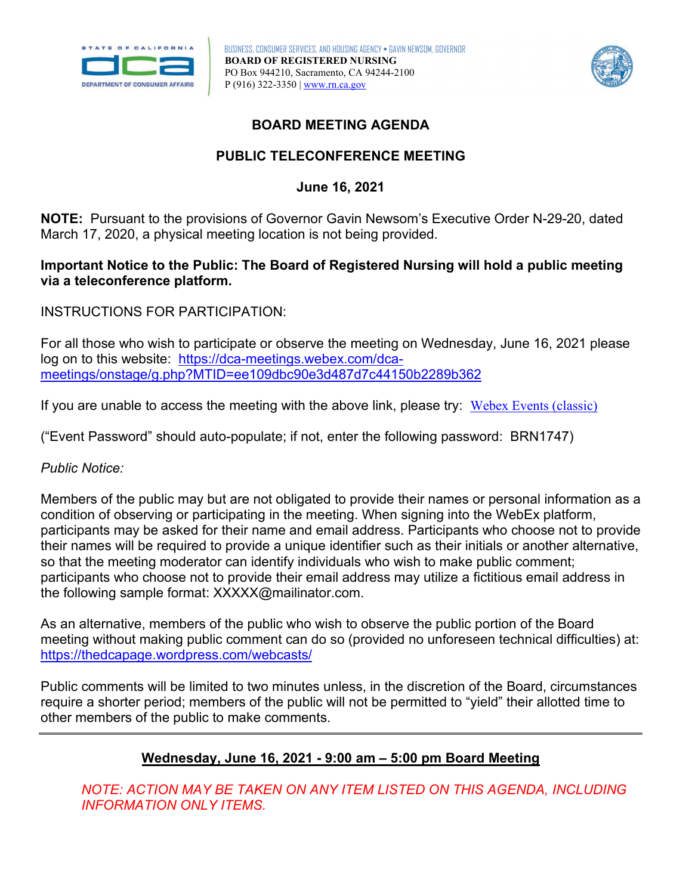STATE OF CALIFORNIA
dca
DEPARTMENT OF CONSUMER AFFAIRS

BUSINESS, CONSUMER SERVICES, AND HOUSING AGENCY • GAVIN NEWSOM, GOVERNOR
**BOARD OF REGISTERED NURSING**
PO Box 944210, Sacramento, CA 94244-2100
P (916) 322-3350 | [www.rn.ca.gov](www.rn.ca.gov)

# BOARD MEETING AGENDA

## PUBLIC TELECONFERENCE MEETING

## June 16, 2021

**NOTE:** Pursuant to the provisions of Governor Gavin Newsom's Executive Order N-29-20, dated March 17, 2020, a physical meeting location is not being provided.

**Important Notice to the Public: The Board of Registered Nursing will hold a public meeting via a teleconference platform.**

INSTRUCTIONS FOR PARTICIPATION:

For all those who wish to participate or observe the meeting on Wednesday, June 16, 2021 please log on to this website: [https://dca-meetings.webex.com/dca-meetings/onstage/g.php?MTID=ee109dbc90e3d487d7c44150b2289b362](https://dca-meetings.webex.com/dca-meetings/onstage/g.php?MTID=ee109dbc90e3d487d7c44150b2289b362)

If you are unable to access the meeting with the above link, please try: Webex Events (classic)

("Event Password" should auto-populate; if not, enter the following password: BRN1747)

*Public Notice:*

Members of the public may but are not obligated to provide their names or personal information as a condition of observing or participating in the meeting. When signing into the WebEx platform, participants may be asked for their name and email address. Participants who choose not to provide their names will be required to provide a unique identifier such as their initials or another alternative, so that the meeting moderator can identify individuals who wish to make public comment; participants who choose not to provide their email address may utilize a fictitious email address in the following sample format: XXXXX@mailinator.com.

As an alternative, members of the public who wish to observe the public portion of the Board meeting without making public comment can do so (provided no unforeseen technical difficulties) at: [https://thedcapage.wordpress.com/webcasts/](https://thedcapage.wordpress.com/webcasts/)

Public comments will be limited to two minutes unless, in the discretion of the Board, circumstances require a shorter period; members of the public will not be permitted to "yield" their allotted time to other members of the public to make comments.

---

## Wednesday, June 16, 2021 - 9:00 am – 5:00 pm Board Meeting

*NOTE: ACTION MAY BE TAKEN ON ANY ITEM LISTED ON THIS AGENDA, INCLUDING INFORMATION ONLY ITEMS.*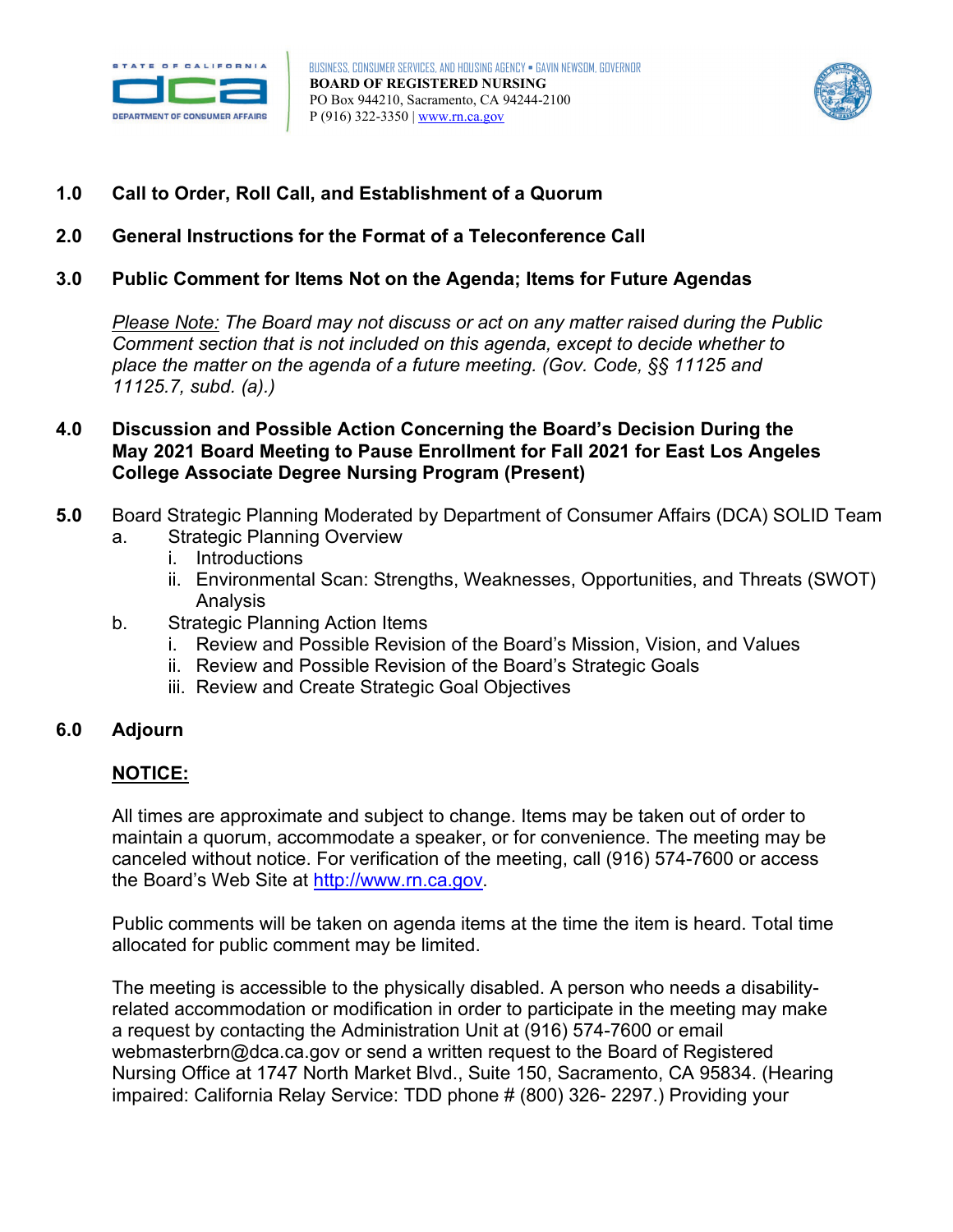**1.0 Call to Order, Roll Call, and Establishment of a Quorum**

**2.0 General Instructions for the Format of a Teleconference Call**

**3.0 Public Comment for Items Not on the Agenda; Items for Future Agendas**

*<u>Please Note:</u> The Board may not discuss or act on any matter raised during the Public Comment section that is not included on this agenda, except to decide whether to place the matter on the agenda of a future meeting. (Gov. Code, §§ 11125 and 11125.7, subd. (a).)*

**4.0 Discussion and Possible Action Concerning the Board's Decision During the May 2021 Board Meeting to Pause Enrollment for Fall 2021 for East Los Angeles College Associate Degree Nursing Program (Present)**

**5.0** Board Strategic Planning Moderated by Department of Consumer Affairs (DCA) SOLID Team

a. Strategic Planning Overview
   i. Introductions
   ii. Environmental Scan: Strengths, Weaknesses, Opportunities, and Threats (SWOT) Analysis

b. Strategic Planning Action Items
   i. Review and Possible Revision of the Board's Mission, Vision, and Values
   ii. Review and Possible Revision of the Board's Strategic Goals
   iii. Review and Create Strategic Goal Objectives

**6.0 Adjourn**

**<u>NOTICE:</u>**

All times are approximate and subject to change. Items may be taken out of order to maintain a quorum, accommodate a speaker, or for convenience. The meeting may be canceled without notice. For verification of the meeting, call (916) 574-7600 or access the Board's Web Site at http://www.rn.ca.gov.

Public comments will be taken on agenda items at the time the item is heard. Total time allocated for public comment may be limited.

The meeting is accessible to the physically disabled. A person who needs a disability-related accommodation or modification in order to participate in the meeting may make a request by contacting the Administration Unit at (916) 574-7600 or email webmasterbrn@dca.ca.gov or send a written request to the Board of Registered Nursing Office at 1747 North Market Blvd., Suite 150, Sacramento, CA 95834. (Hearing impaired: California Relay Service: TDD phone # (800) 326- 2297.) Providing your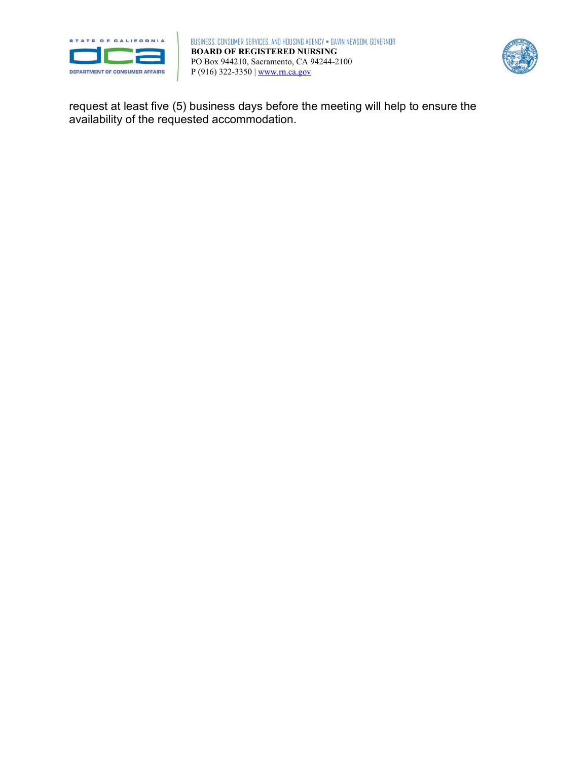request at least five (5) business days before the meeting will help to ensure the availability of the requested accommodation.